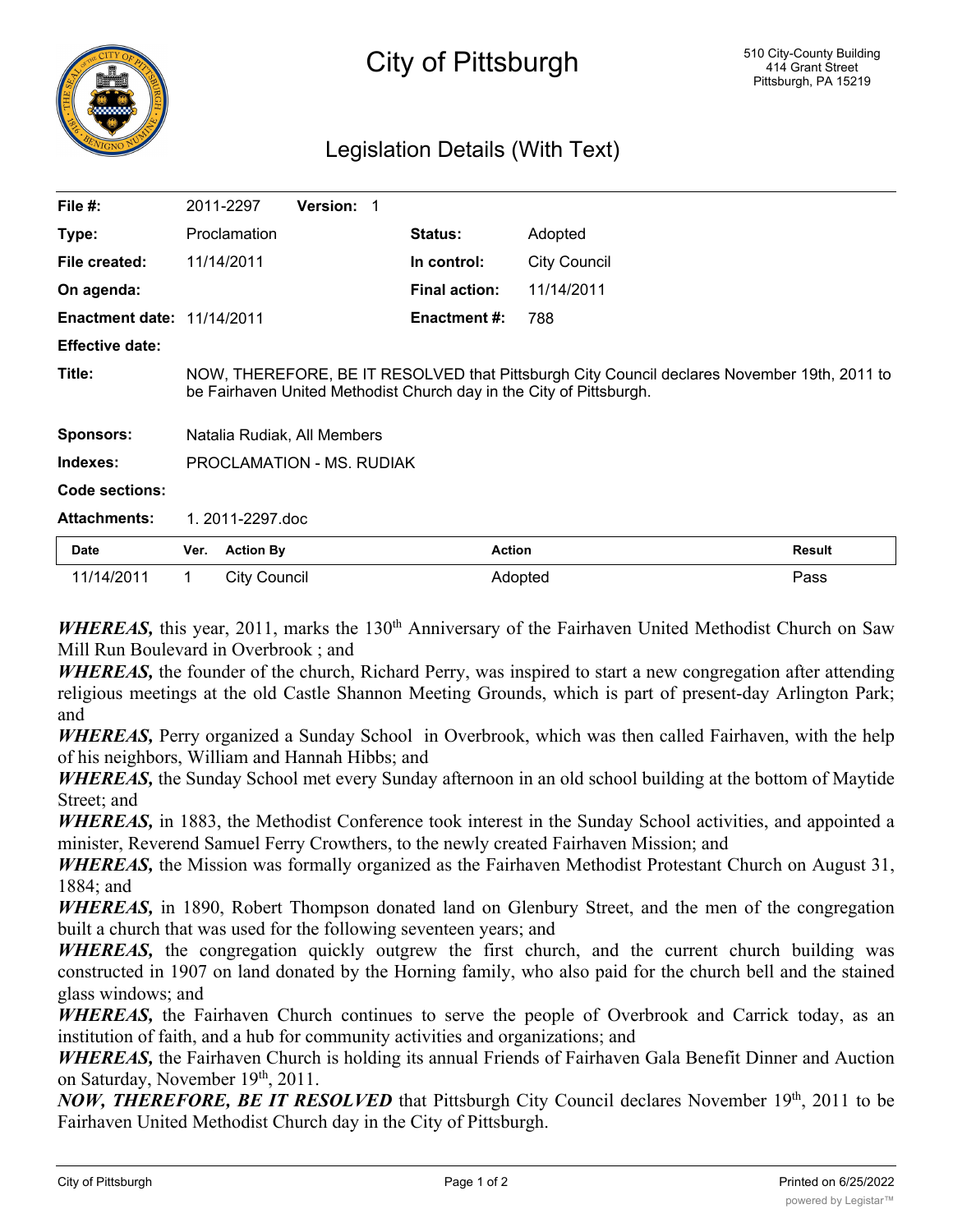# City of Pittsburgh

510 City-County Building
414 Grant Street
Pittsburgh, PA 15219

## Legislation Details (With Text)

**File #:** 2011-2297 **Version:** 1

**Type:** Proclamation **Status:** Adopted

**File created:** 11/14/2011 **In control:** City Council

**On agenda:** **Final action:** 11/14/2011

**Enactment date:** 11/14/2011 **Enactment #:** 788

**Effective date:**

**Title:** NOW, THEREFORE, BE IT RESOLVED that Pittsburgh City Council declares November 19th, 2011 to be Fairhaven United Methodist Church day in the City of Pittsburgh.

**Sponsors:** Natalia Rudiak, All Members

**Indexes:** PROCLAMATION - MS. RUDIAK

**Code sections:**

**Attachments:** 1. 2011-2297.doc

| Date | Ver. | Action By | Action | Result |
|---|---|---|---|---|
| 11/14/2011 | 1 | City Council | Adopted | Pass |

***WHEREAS,*** this year, 2011, marks the 130th Anniversary of the Fairhaven United Methodist Church on Saw Mill Run Boulevard in Overbrook ; and

***WHEREAS,*** the founder of the church, Richard Perry, was inspired to start a new congregation after attending religious meetings at the old Castle Shannon Meeting Grounds, which is part of present-day Arlington Park; and

***WHEREAS,*** Perry organized a Sunday School in Overbrook, which was then called Fairhaven, with the help of his neighbors, William and Hannah Hibbs; and

***WHEREAS,*** the Sunday School met every Sunday afternoon in an old school building at the bottom of Maytide Street; and

***WHEREAS,*** in 1883, the Methodist Conference took interest in the Sunday School activities, and appointed a minister, Reverend Samuel Ferry Crowthers, to the newly created Fairhaven Mission; and

***WHEREAS,*** the Mission was formally organized as the Fairhaven Methodist Protestant Church on August 31, 1884; and

***WHEREAS,*** in 1890, Robert Thompson donated land on Glenbury Street, and the men of the congregation built a church that was used for the following seventeen years; and

***WHEREAS,*** the congregation quickly outgrew the first church, and the current church building was constructed in 1907 on land donated by the Horning family, who also paid for the church bell and the stained glass windows; and

***WHEREAS,*** the Fairhaven Church continues to serve the people of Overbrook and Carrick today, as an institution of faith, and a hub for community activities and organizations; and

***WHEREAS,*** the Fairhaven Church is holding its annual Friends of Fairhaven Gala Benefit Dinner and Auction on Saturday, November 19th, 2011.

***NOW, THEREFORE, BE IT RESOLVED*** that Pittsburgh City Council declares November 19th, 2011 to be Fairhaven United Methodist Church day in the City of Pittsburgh.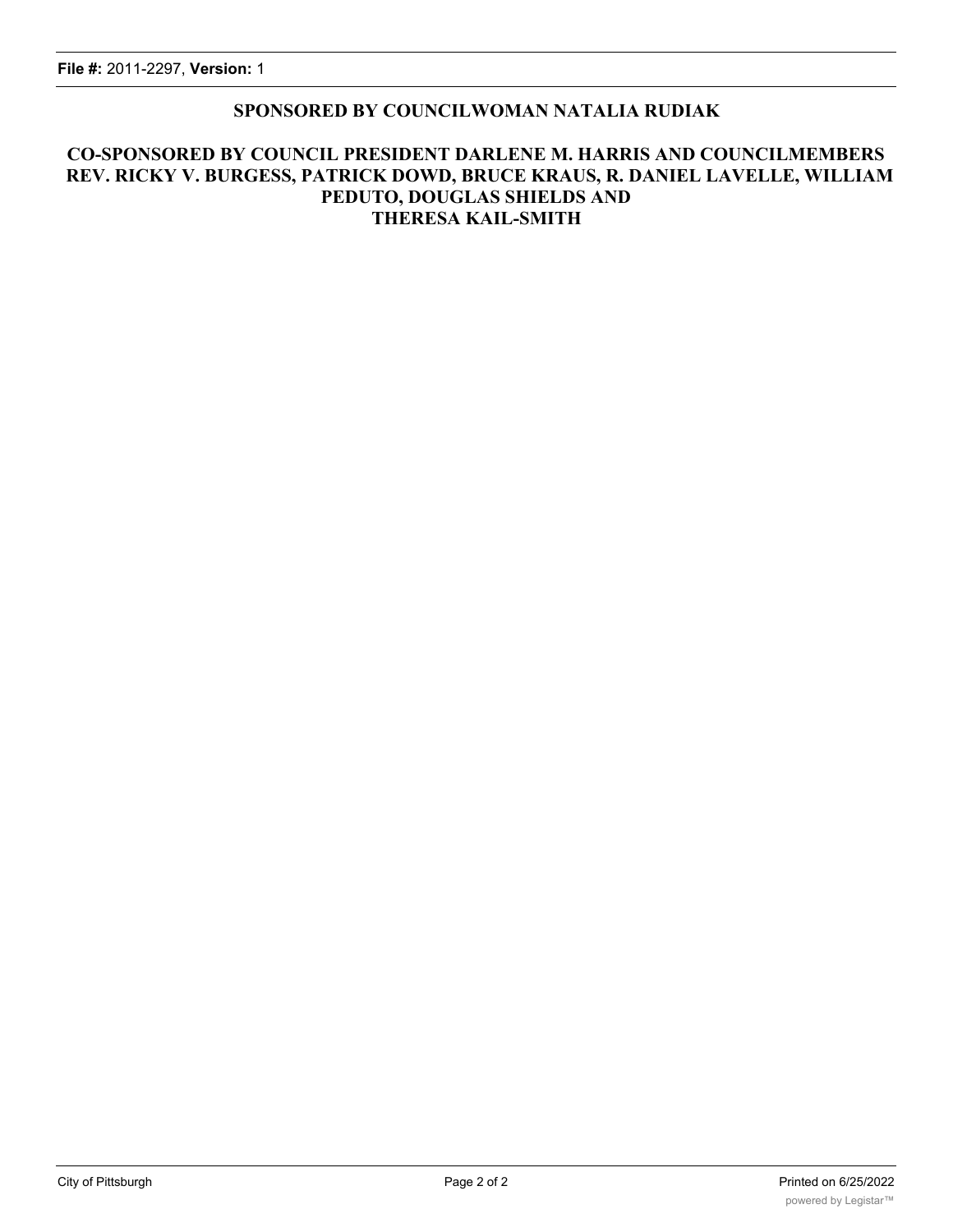**SPONSORED BY COUNCILWOMAN NATALIA RUDIAK**

**CO-SPONSORED BY COUNCIL PRESIDENT DARLENE M. HARRIS AND COUNCILMEMBERS REV. RICKY V. BURGESS, PATRICK DOWD, BRUCE KRAUS, R. DANIEL LAVELLE, WILLIAM PEDUTO, DOUGLAS SHIELDS AND THERESA KAIL-SMITH**